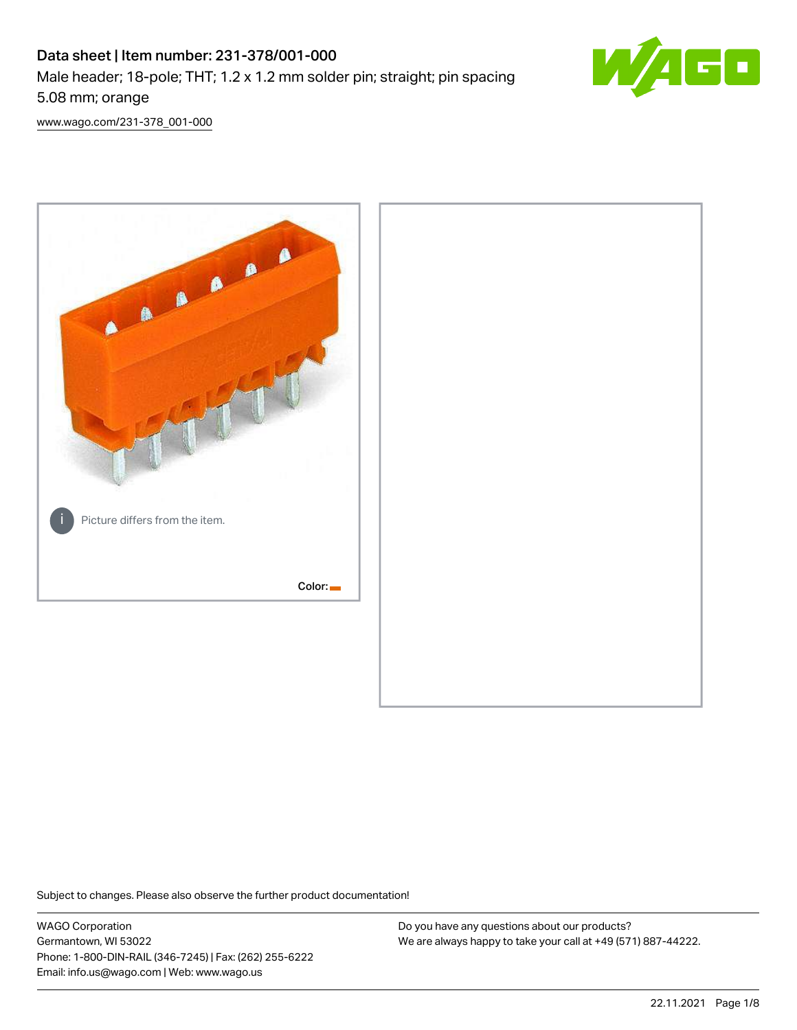# Data sheet | Item number: 231-378/001-000

Male header; 18-pole; THT; 1.2 x 1.2 mm solder pin; straight; pin spacing 5.08 mm; orange

www.wago.com/231-378_001-000

Picture differs from the item.

Color:

Subject to changes. Please also observe the further product documentation!

WAGO Corporation
Germantown, WI 53022
Phone: 1-800-DIN-RAIL (346-7245) | Fax: (262) 255-6222
Email: info.us@wago.com | Web: www.wago.us

Do you have any questions about our products?
We are always happy to take your call at +49 (571) 887-44222.

22.11.2021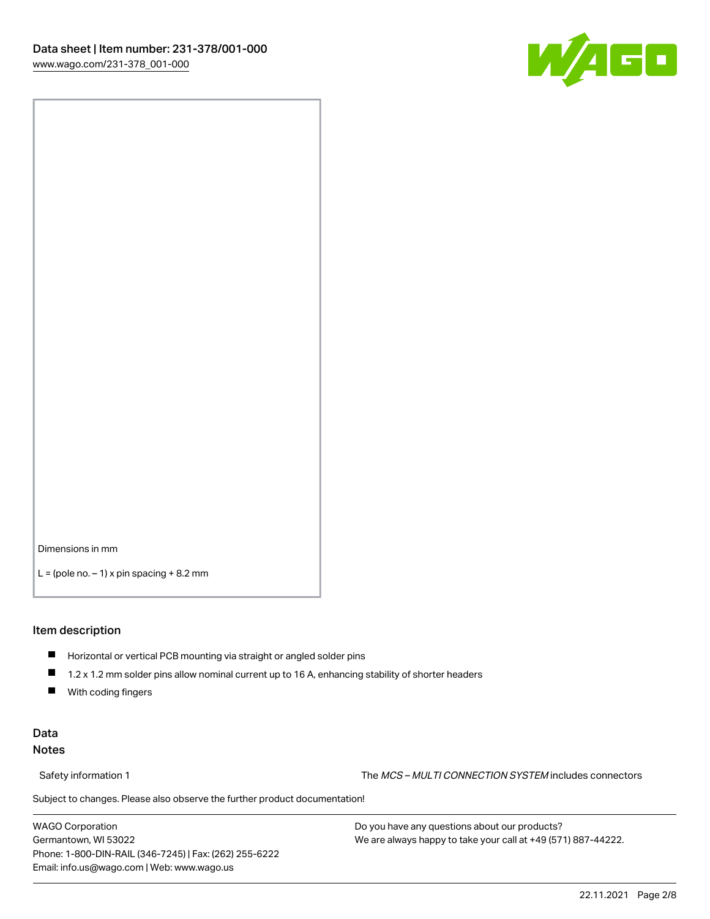Dimensions in mm

L = (pole no. – 1) x pin spacing + 8.2 mm

## Item description

- Horizontal or vertical PCB mounting via straight or angled solder pins
- 1.2 x 1.2 mm solder pins allow nominal current up to 16 A, enhancing stability of shorter headers
- With coding fingers

## Data
## Notes

Safety information 1 The *MCS – MULTI CONNECTION SYSTEM* includes connectors

Subject to changes. Please also observe the further product documentation!

WAGO Corporation
Germantown, WI 53022
Phone: 1-800-DIN-RAIL (346-7245) | Fax: (262) 255-6222
Email: info.us@wago.com | Web: www.wago.us

Do you have any questions about our products?
We are always happy to take your call at +49 (571) 887-44222.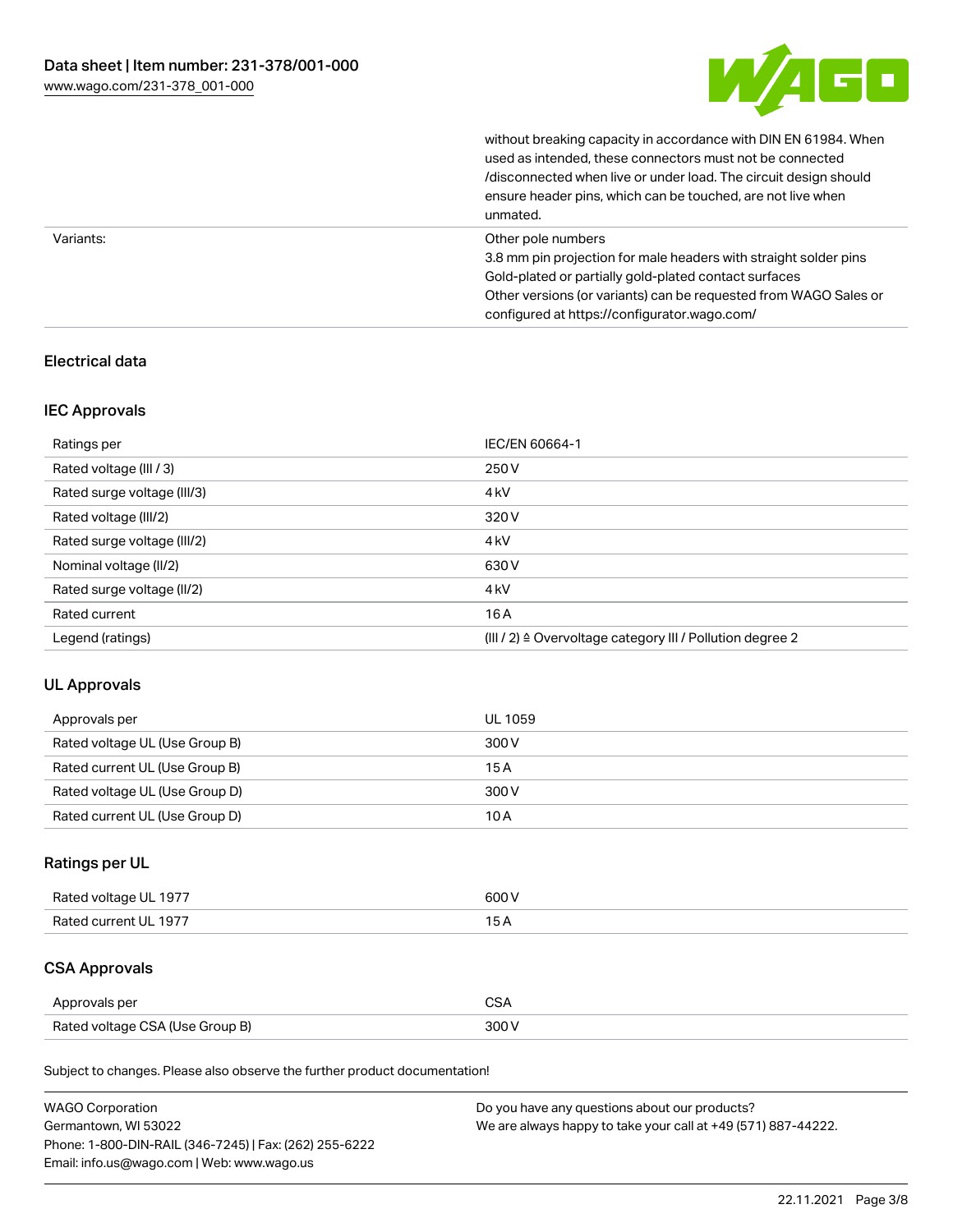| | |
|---|---|
| | without breaking capacity in accordance with DIN EN 61984. When used as intended, these connectors must not be connected /disconnected when live or under load. The circuit design should ensure header pins, which can be touched, are not live when unmated. |
| Variants: | Other pole numbers<br>3.8 mm pin projection for male headers with straight solder pins<br>Gold-plated or partially gold-plated contact surfaces<br>Other versions (or variants) can be requested from WAGO Sales or configured at https://configurator.wago.com/ |

## Electrical data

### IEC Approvals

| Ratings per | IEC/EN 60664-1 |
|---|---|
| Rated voltage (III / 3) | 250 V |
| Rated surge voltage (III/3) | 4 kV |
| Rated voltage (III/2) | 320 V |
| Rated surge voltage (III/2) | 4 kV |
| Nominal voltage (II/2) | 630 V |
| Rated surge voltage (II/2) | 4 kV |
| Rated current | 16 A |
| Legend (ratings) | (III / 2) ≙ Overvoltage category III / Pollution degree 2 |

### UL Approvals

| Approvals per | UL 1059 |
|---|---|
| Rated voltage UL (Use Group B) | 300 V |
| Rated current UL (Use Group B) | 15 A |
| Rated voltage UL (Use Group D) | 300 V |
| Rated current UL (Use Group D) | 10 A |

### Ratings per UL

| Rated voltage UL 1977 | 600 V |
|---|---|
| Rated current UL 1977 | 15 A |

### CSA Approvals

| Approvals per | CSA |
|---|---|
| Rated voltage CSA (Use Group B) | 300 V |

Subject to changes. Please also observe the further product documentation!

WAGO Corporation
Germantown, WI 53022
Phone: 1-800-DIN-RAIL (346-7245) | Fax: (262) 255-6222
Email: info.us@wago.com | Web: www.wago.us

Do you have any questions about our products?
We are always happy to take your call at +49 (571) 887-44222.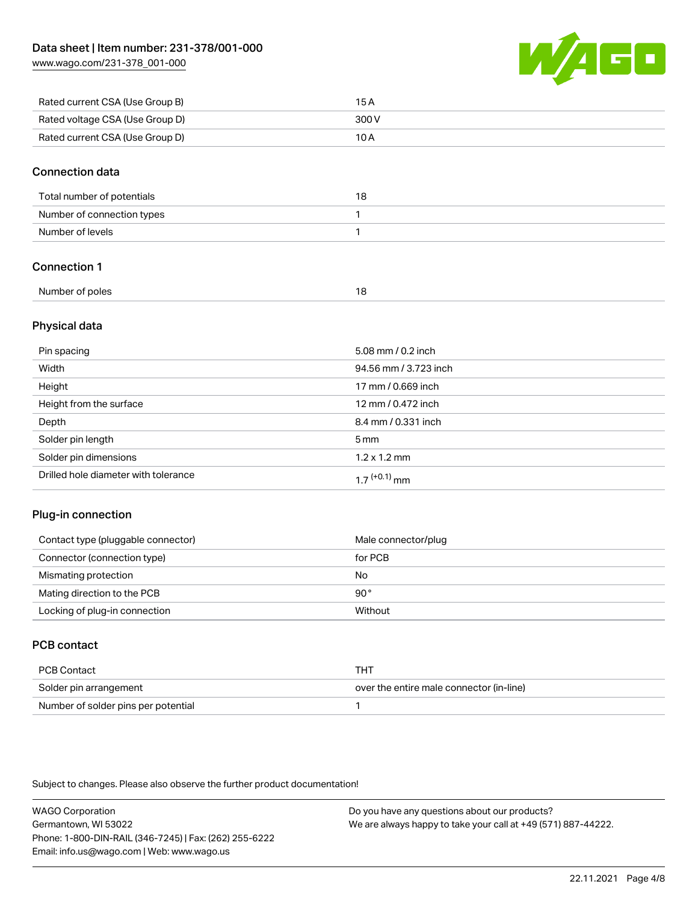| | |
|---|---|
| Rated current CSA (Use Group B) | 15 A |
| Rated voltage CSA (Use Group D) | 300 V |
| Rated current CSA (Use Group D) | 10 A |

## Connection data

| | |
|---|---|
| Total number of potentials | 18 |
| Number of connection types | 1 |
| Number of levels | 1 |

## Connection 1

| | |
|---|---|
| Number of poles | 18 |

## Physical data

| | |
|---|---|
| Pin spacing | 5.08 mm / 0.2 inch |
| Width | 94.56 mm / 3.723 inch |
| Height | 17 mm / 0.669 inch |
| Height from the surface | 12 mm / 0.472 inch |
| Depth | 8.4 mm / 0.331 inch |
| Solder pin length | 5 mm |
| Solder pin dimensions | 1.2 x 1.2 mm |
| Drilled hole diameter with tolerance | $1.7^{(+0.1)}$ mm |

## Plug-in connection

| | |
|---|---|
| Contact type (pluggable connector) | Male connector/plug |
| Connector (connection type) | for PCB |
| Mismating protection | No |
| Mating direction to the PCB | 90° |
| Locking of plug-in connection | Without |

## PCB contact

| | |
|---|---|
| PCB Contact | THT |
| Solder pin arrangement | over the entire male connector (in-line) |
| Number of solder pins per potential | 1 |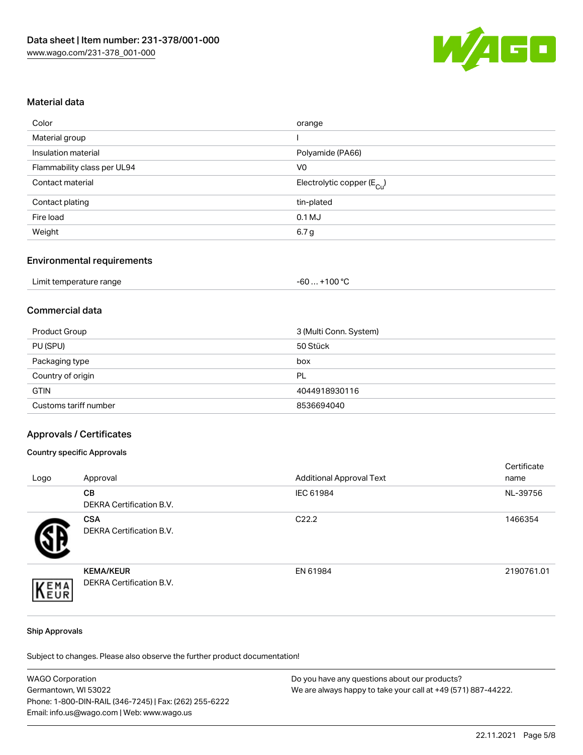## Material data

| | |
|---|---|
| Color | orange |
| Material group | I |
| Insulation material | Polyamide (PA66) |
| Flammability class per UL94 | V0 |
| Contact material | Electrolytic copper ($E_{Cu}$) |
| Contact plating | tin-plated |
| Fire load | 0.1 MJ |
| Weight | 6.7 g |

## Environmental requirements

| | |
|---|---|
| Limit temperature range | -60 … +100 °C |

## Commercial data

| | |
|---|---|
| Product Group | 3 (Multi Conn. System) |
| PU (SPU) | 50 Stück |
| Packaging type | box |
| Country of origin | PL |
| GTIN | 4044918930116 |
| Customs tariff number | 8536694040 |

## Approvals / Certificates

### Country specific Approvals

| Logo | Approval | Additional Approval Text | Certificate name |
|---|---|---|---|
| | **CB** DEKRA Certification B.V. | IEC 61984 | NL-39756 |
| | **CSA** DEKRA Certification B.V. | C22.2 | 1466354 |
| | **KEMA/KEUR** DEKRA Certification B.V. | EN 61984 | 2190761.01 |

### Ship Approvals

Subject to changes. Please also observe the further product documentation!

WAGO Corporation
Germantown, WI 53022
Phone: 1-800-DIN-RAIL (346-7245) | Fax: (262) 255-6222
Email: info.us@wago.com | Web: www.wago.us

Do you have any questions about our products?
We are always happy to take your call at +49 (571) 887-44222.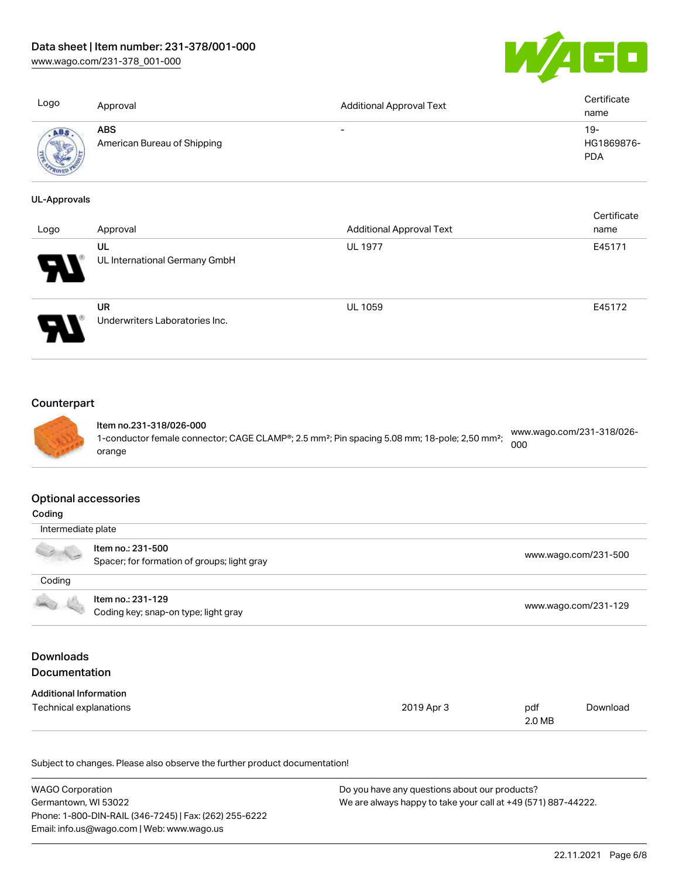| Logo | Approval | Additional Approval Text | Certificate name |
| --- | --- | --- | --- |
| | **ABS**<br>American Bureau of Shipping | - | 19-HG1869876-PDA |

**UL-Approvals**

| Logo | Approval | Additional Approval Text | Certificate name |
| --- | --- | --- | --- |
| | **UL**<br>UL International Germany GmbH | UL 1977 | E45171 |
| | **UR**<br>Underwriters Laboratories Inc. | UL 1059 | E45172 |

## Counterpart

| | | |
| --- | --- | --- |
| | **Item no.231-318/026-000**<br>1-conductor female connector; CAGE CLAMP®; 2.5 mm²; Pin spacing 5.08 mm; 18-pole; 2,50 mm²; orange | www.wago.com/231-318/026-000 |

## Optional accessories

**Coding**

| | | |
| --- | --- | --- |
| Intermediate plate | | |
| | **Item no.: 231-500**<br>Spacer; for formation of groups; light gray | www.wago.com/231-500 |
| Coding | | |
| | **Item no.: 231-129**<br>Coding key; snap-on type; light gray | www.wago.com/231-129 |

## Downloads

## Documentation

**Additional Information**

| | | | |
| --- | --- | --- | --- |
| Technical explanations | 2019 Apr 3 | pdf<br>2.0 MB | Download |

Subject to changes. Please also observe the further product documentation!

WAGO Corporation
Germantown, WI 53022
Phone: 1-800-DIN-RAIL (346-7245) | Fax: (262) 255-6222
Email: info.us@wago.com | Web: www.wago.us

Do you have any questions about our products?
We are always happy to take your call at +49 (571) 887-44222.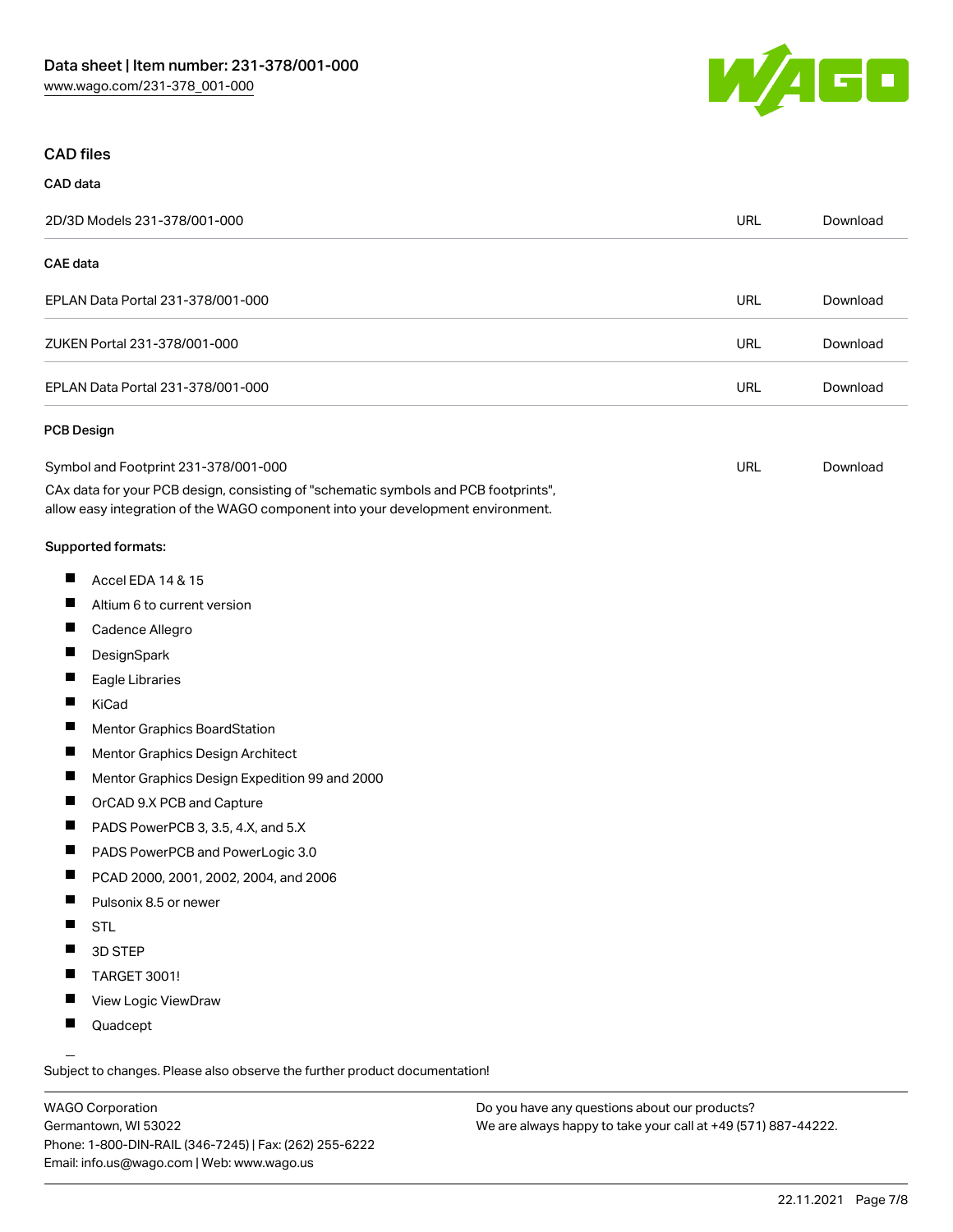## CAD files

### CAD data

| | | |
|---|---|---|
| 2D/3D Models 231-378/001-000 | URL | Download |

### CAE data

| | | |
|---|---|---|
| EPLAN Data Portal 231-378/001-000 | URL | Download |
| ZUKEN Portal 231-378/001-000 | URL | Download |
| EPLAN Data Portal 231-378/001-000 | URL | Download |

### PCB Design

| | | |
|---|---|---|
| Symbol and Footprint 231-378/001-000 | URL | Download |

CAx data for your PCB design, consisting of "schematic symbols and PCB footprints", allow easy integration of the WAGO component into your development environment.

**Supported formats:**

- Accel EDA 14 & 15
- Altium 6 to current version
- Cadence Allegro
- DesignSpark
- Eagle Libraries
- KiCad
- Mentor Graphics BoardStation
- Mentor Graphics Design Architect
- Mentor Graphics Design Expedition 99 and 2000
- OrCAD 9.X PCB and Capture
- PADS PowerPCB 3, 3.5, 4.X, and 5.X
- PADS PowerPCB and PowerLogic 3.0
- PCAD 2000, 2001, 2002, 2004, and 2006
- Pulsonix 8.5 or newer
- STL
- 3D STEP
- TARGET 3001!
- View Logic ViewDraw
- Quadcept

Subject to changes. Please also observe the further product documentation!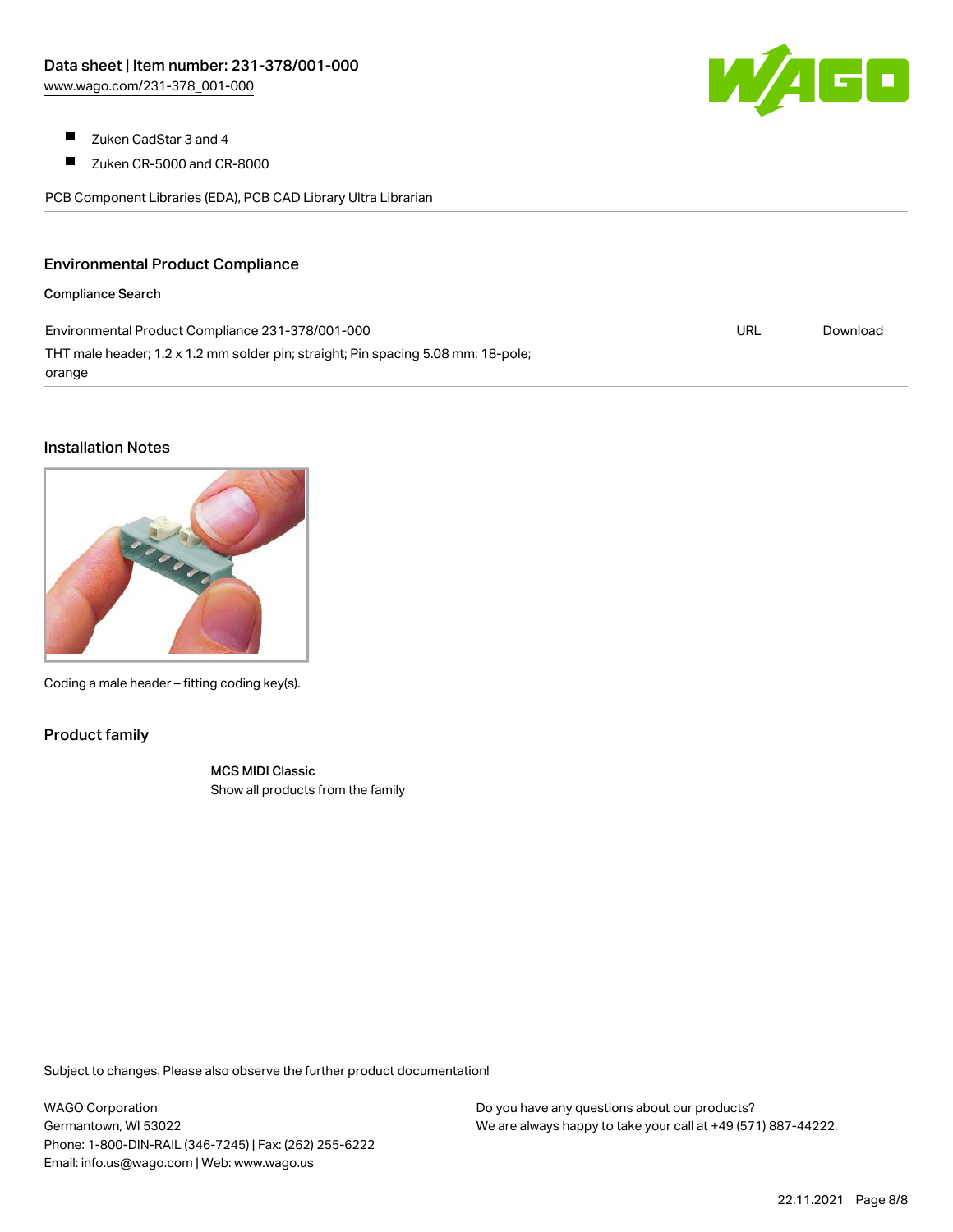- Zuken CadStar 3 and 4
- Zuken CR-5000 and CR-8000

PCB Component Libraries (EDA), PCB CAD Library Ultra Librarian

## Environmental Product Compliance

### Compliance Search

| | | |
|---|---|---|
| Environmental Product Compliance 231-378/001-000<br>THT male header; 1.2 x 1.2 mm solder pin; straight; Pin spacing 5.08 mm; 18-pole; orange | URL | Download |

## Installation Notes

Coding a male header – fitting coding key(s).

## Product family

MCS MIDI Classic
Show all products from the family

Subject to changes. Please also observe the further product documentation!

WAGO Corporation
Germantown, WI 53022
Phone: 1-800-DIN-RAIL (346-7245) | Fax: (262) 255-6222
Email: info.us@wago.com | Web: www.wago.us

Do you have any questions about our products?
We are always happy to take your call at +49 (571) 887-44222.